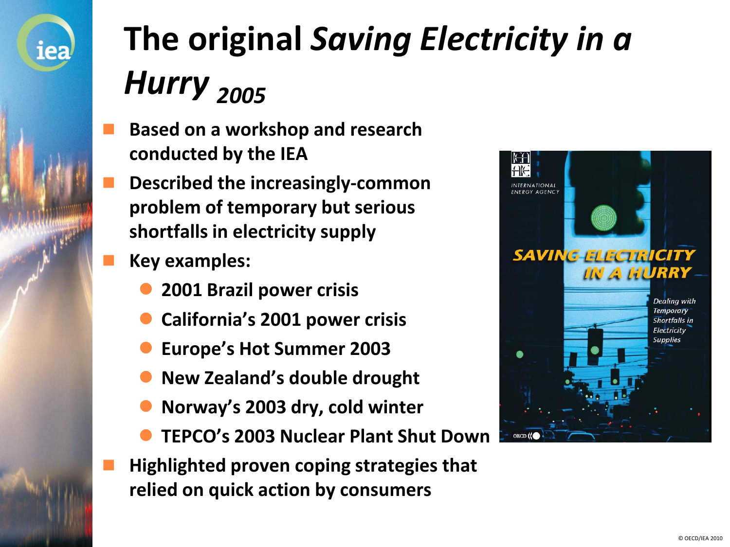# The original *Saving Electricity in a Hurry* *2005*

- Based on a workshop and research conducted by the IEA
- Described the increasingly-common problem of temporary but serious shortfalls in electricity supply
- Key examples:
  - 2001 Brazil power crisis
  - California's 2001 power crisis
  - Europe's Hot Summer 2003
  - New Zealand's double drought
  - Norway's 2003 dry, cold winter
  - TEPCO's 2003 Nuclear Plant Shut Down
- Highlighted proven coping strategies that relied on quick action by consumers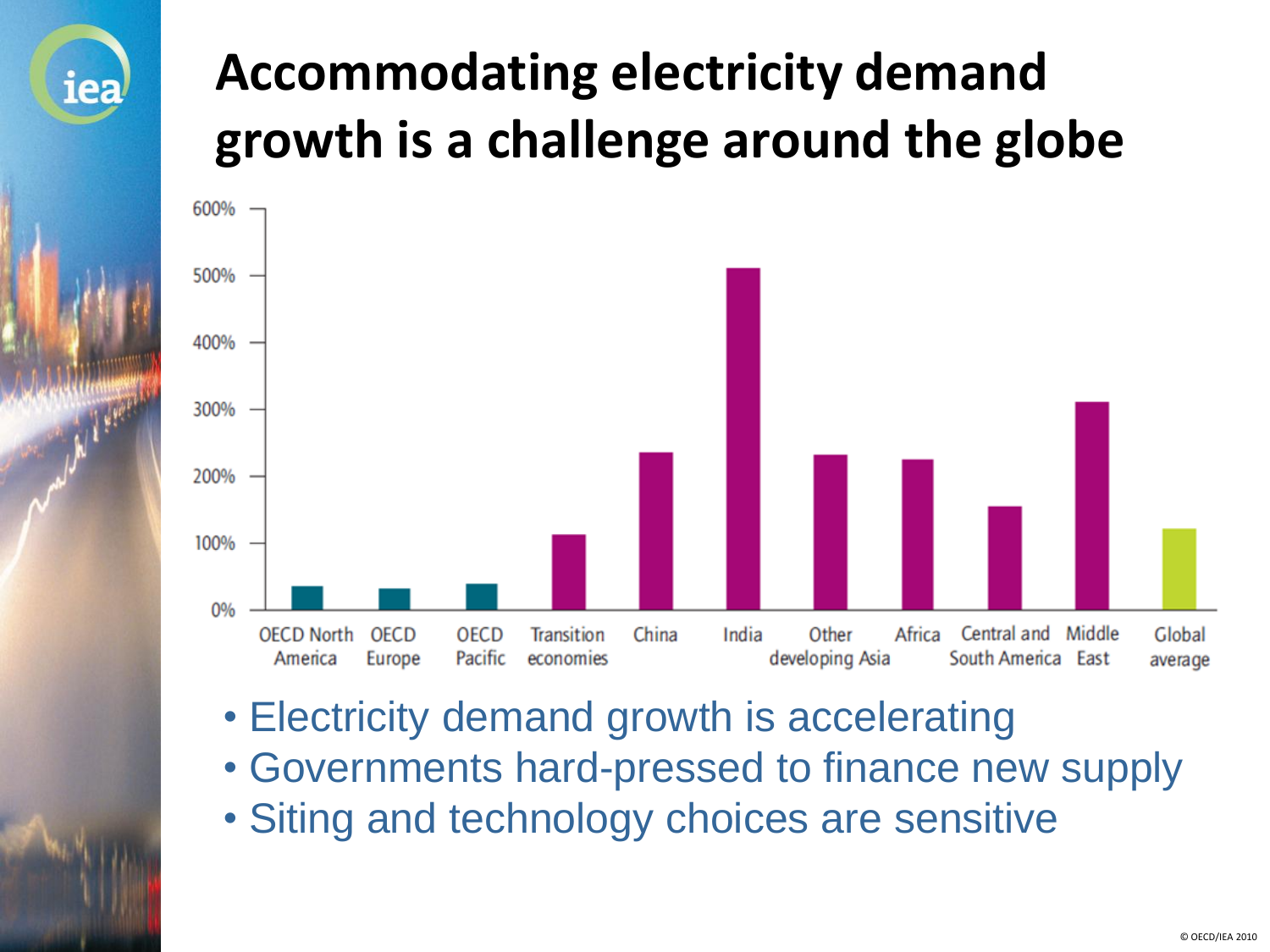# Accommodating electricity demand growth is a challenge around the globe

- Electricity demand growth is accelerating
- Governments hard-pressed to finance new supply
- Siting and technology choices are sensitive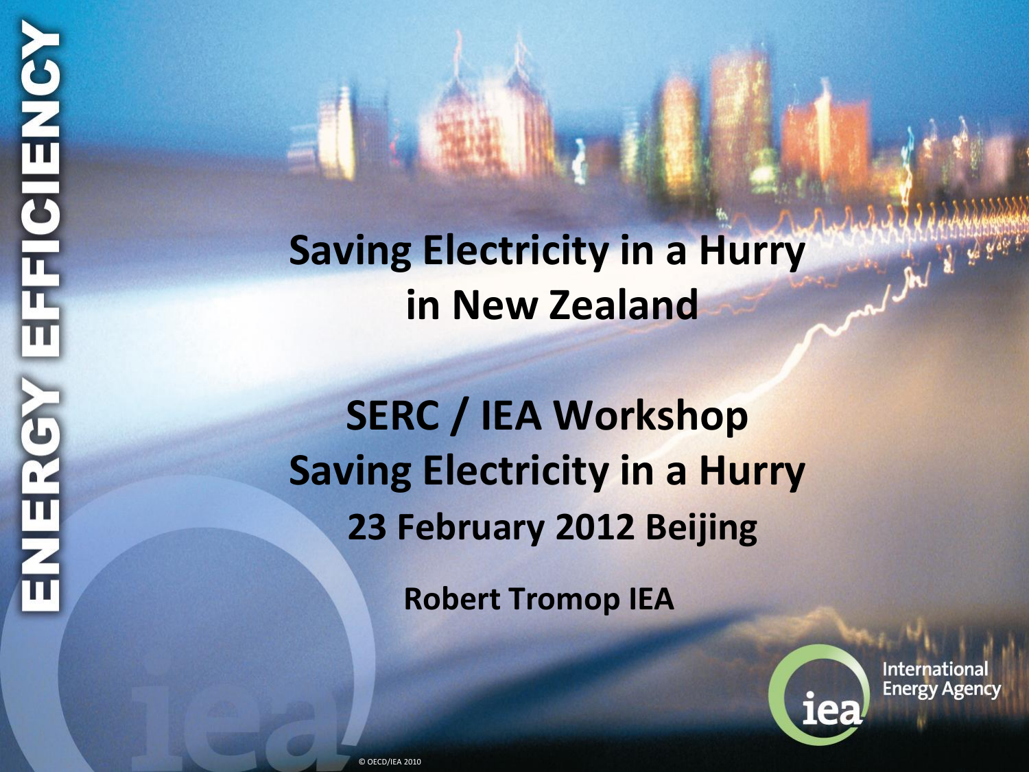# Saving Electricity in a Hurry in New Zealand

## SERC / IEA Workshop Saving Electricity in a Hurry

**23 February 2012 Beijing**

**Robert Tromop IEA**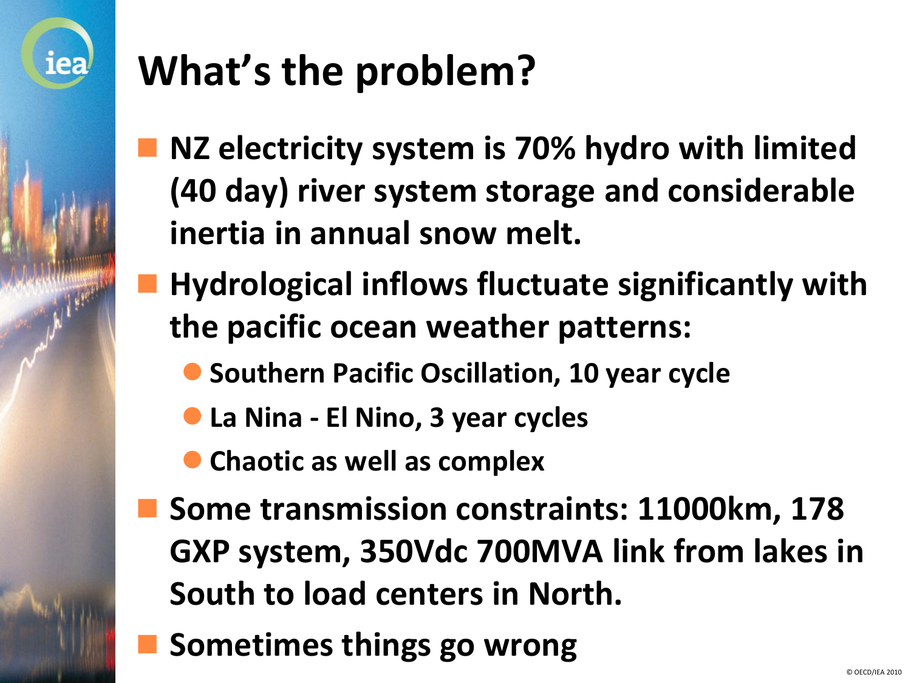# What's the problem?

- **NZ electricity system is 70% hydro with limited (40 day) river system storage and considerable inertia in annual snow melt.**
- **Hydrological inflows fluctuate significantly with the pacific ocean weather patterns:**
  - **Southern Pacific Oscillation, 10 year cycle**
  - **La Nina - El Nino, 3 year cycles**
  - **Chaotic as well as complex**
- **Some transmission constraints: 11000km, 178 GXP system, 350Vdc 700MVA link from lakes in South to load centers in North.**
- **Sometimes things go wrong**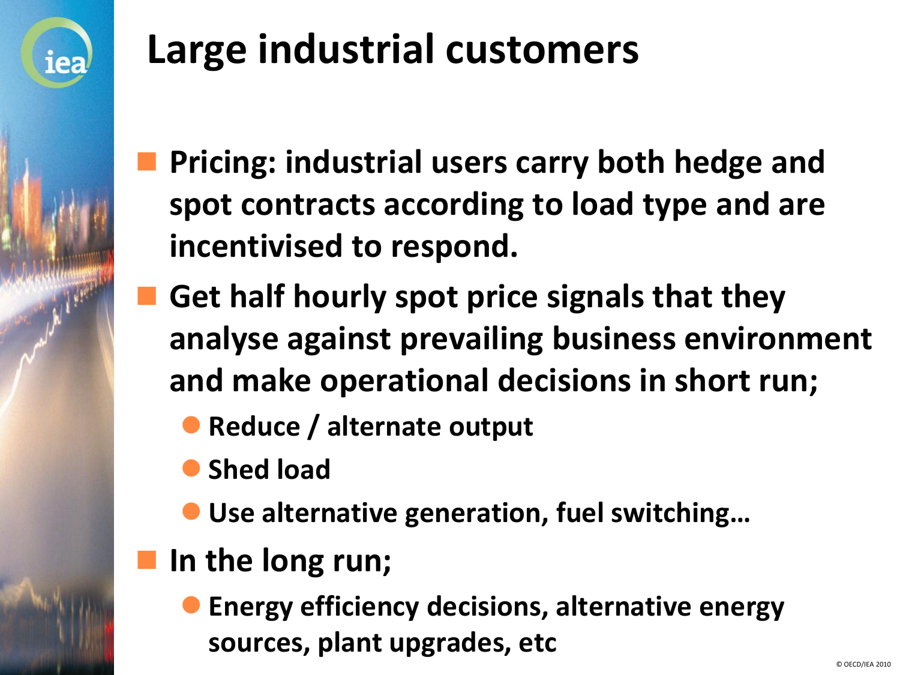# Large industrial customers

- **Pricing: industrial users carry both hedge and spot contracts according to load type and are incentivised to respond.**
- **Get half hourly spot price signals that they analyse against prevailing business environment and make operational decisions in short run;**
  - **Reduce / alternate output**
  - **Shed load**
  - **Use alternative generation, fuel switching…**
- **In the long run;**
  - **Energy efficiency decisions, alternative energy sources, plant upgrades, etc**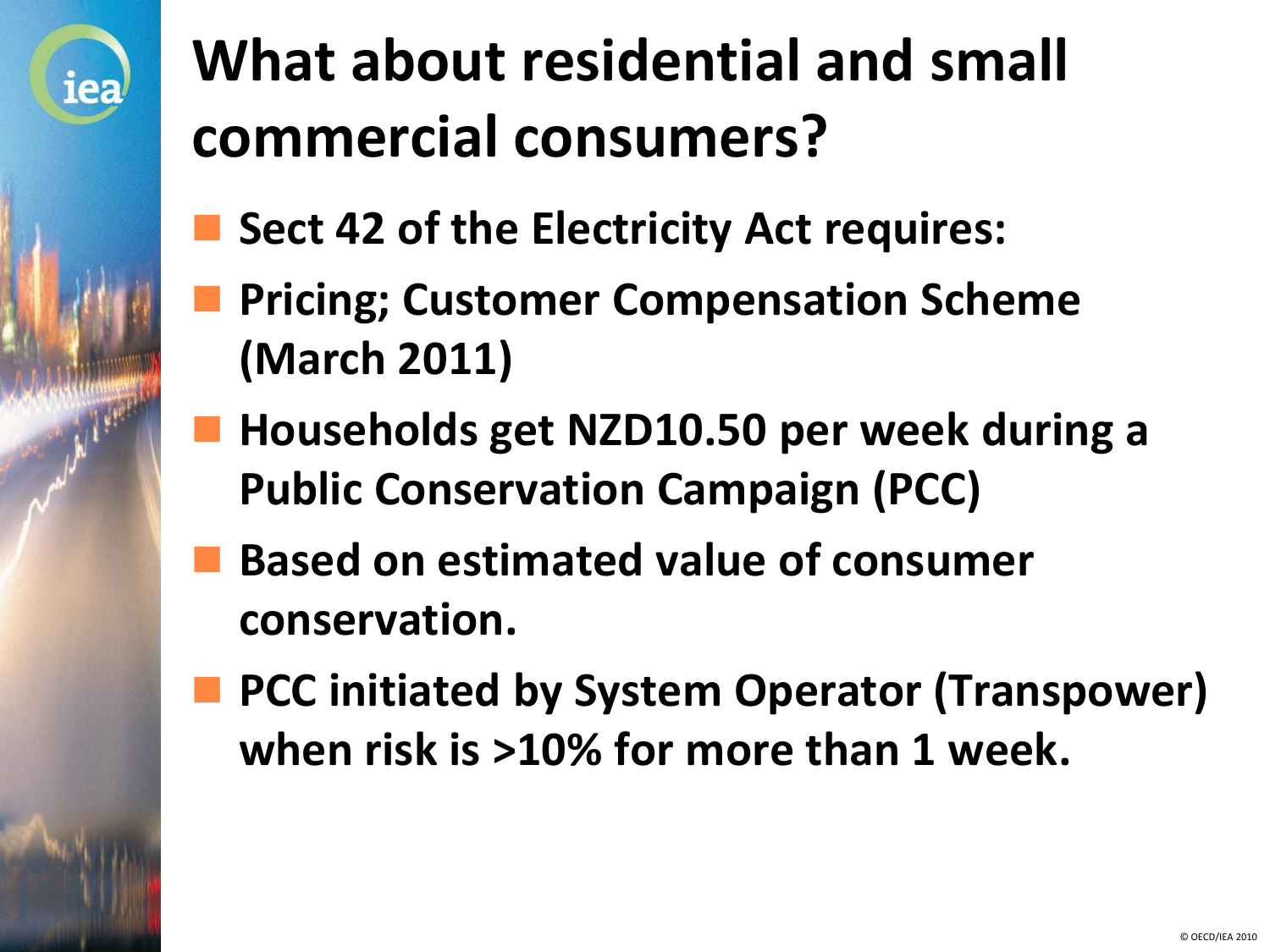# What about residential and small commercial consumers?

- Sect 42 of the Electricity Act requires:
- Pricing; Customer Compensation Scheme (March 2011)
- Households get NZD10.50 per week during a Public Conservation Campaign (PCC)
- Based on estimated value of consumer conservation.
- PCC initiated by System Operator (Transpower) when risk is >10% for more than 1 week.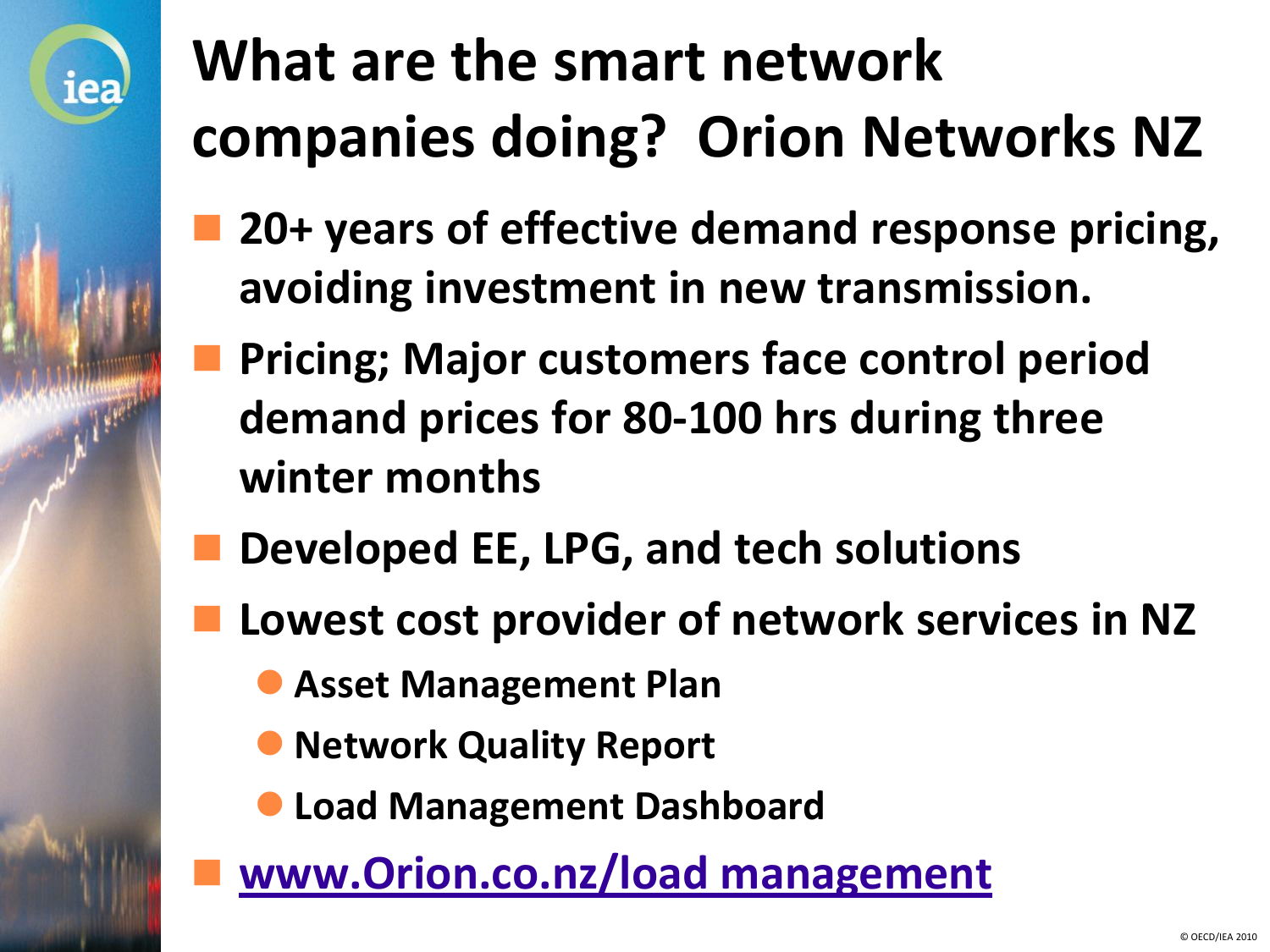# What are the smart network companies doing? Orion Networks NZ

- **20+ years of effective demand response pricing, avoiding investment in new transmission.**
- **Pricing; Major customers face control period demand prices for 80-100 hrs during three winter months**
- **Developed EE, LPG, and tech solutions**
- **Lowest cost provider of network services in NZ**
  - **Asset Management Plan**
  - **Network Quality Report**
  - **Load Management Dashboard**
- **www.Orion.co.nz/load management**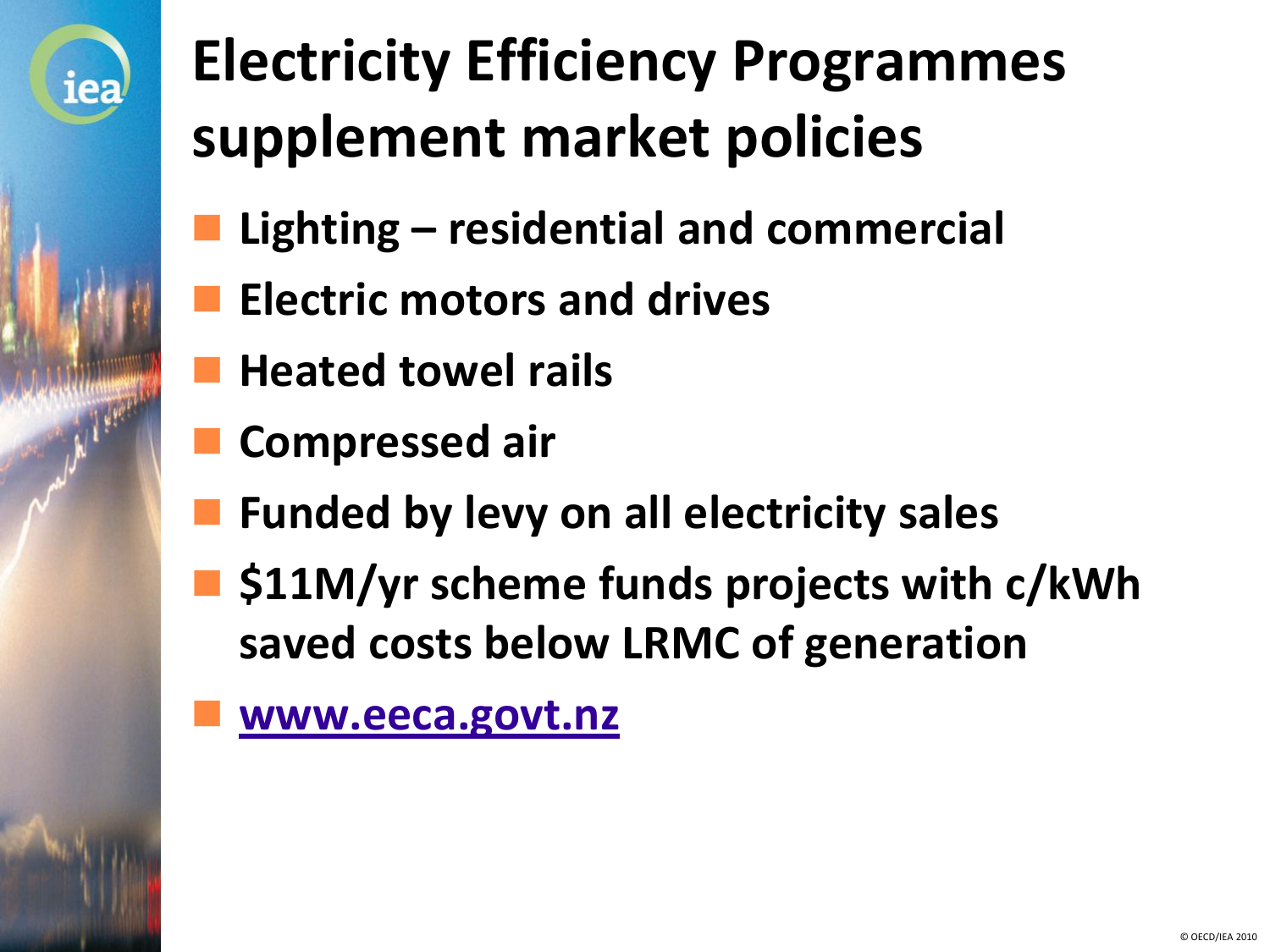# Electricity Efficiency Programmes supplement market policies

- **Lighting – residential and commercial**
- **Electric motors and drives**
- **Heated towel rails**
- **Compressed air**
- **Funded by levy on all electricity sales**
- **$11M/yr scheme funds projects with c/kWh saved costs below LRMC of generation**
- **[www.eeca.govt.nz](http://www.eeca.govt.nz)**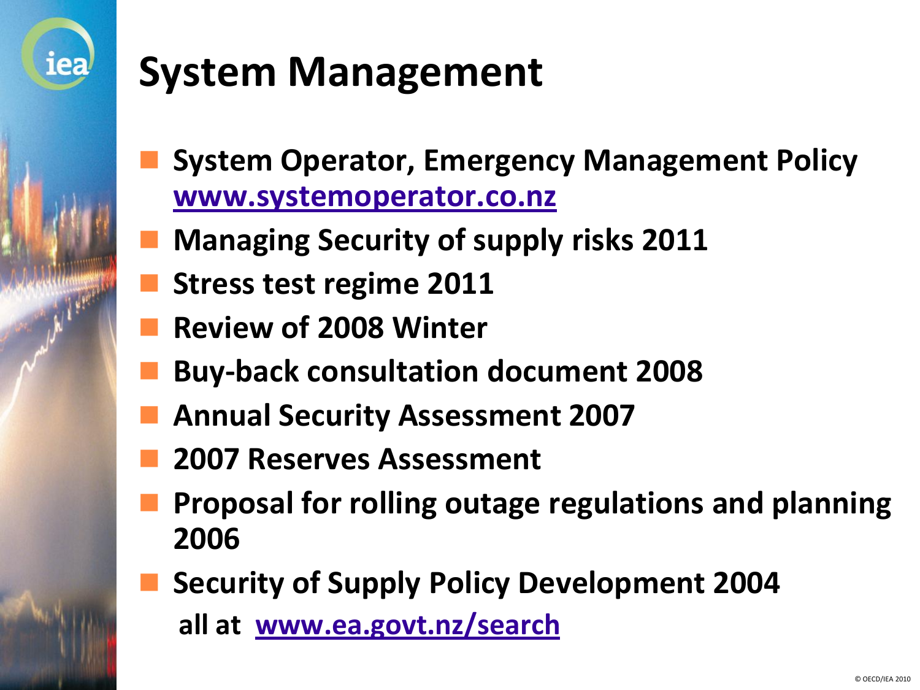# System Management

- **System Operator, Emergency Management Policy [www.systemoperator.co.nz](http://www.systemoperator.co.nz)**
- **Managing Security of supply risks 2011**
- **Stress test regime 2011**
- **Review of 2008 Winter**
- **Buy-back consultation document 2008**
- **Annual Security Assessment 2007**
- **2007 Reserves Assessment**
- **Proposal for rolling outage regulations and planning 2006**
- **Security of Supply Policy Development 2004**

  **all at [www.ea.govt.nz/search](http://www.ea.govt.nz/search)**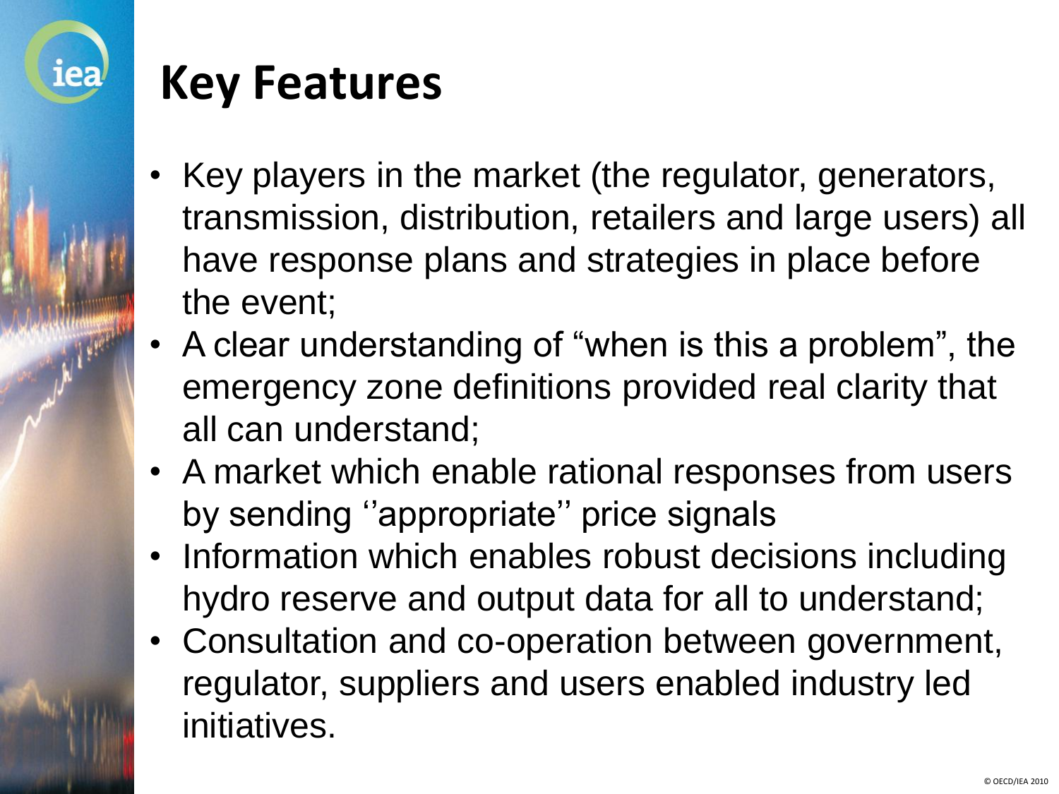# Key Features

- Key players in the market (the regulator, generators, transmission, distribution, retailers and large users) all have response plans and strategies in place before the event;
- A clear understanding of "when is this a problem", the emergency zone definitions provided real clarity that all can understand;
- A market which enable rational responses from users by sending ''appropriate'' price signals
- Information which enables robust decisions including hydro reserve and output data for all to understand;
- Consultation and co-operation between government, regulator, suppliers and users enabled industry led initiatives.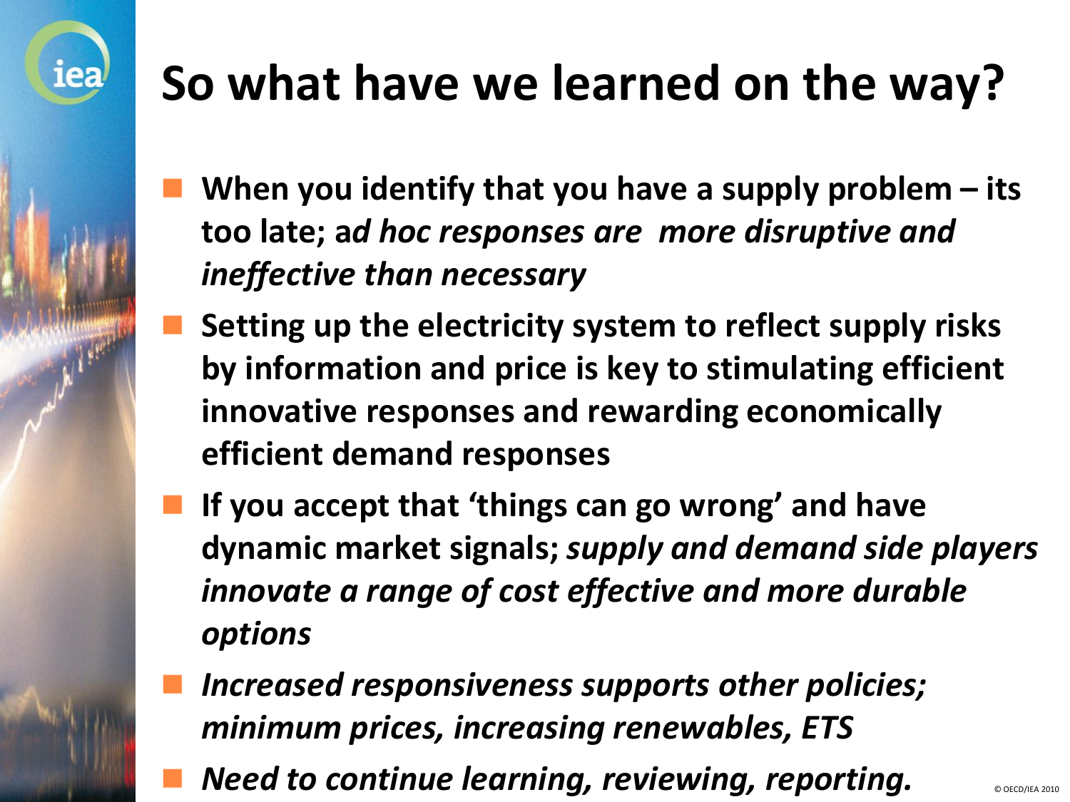# So what have we learned on the way?

- **When you identify that you have a supply problem – its too late; a*d hoc responses are  more disruptive and ineffective than necessary***
- **Setting up the electricity system to reflect supply risks by information and price is key to stimulating efficient innovative responses and rewarding economically efficient demand responses**
- **If you accept that 'things can go wrong' and have dynamic market signals; *supply and demand side players innovate a range of cost effective and more durable options***
- ***Increased responsiveness supports other policies; minimum prices, increasing renewables, ETS***
- ***Need to continue learning, reviewing, reporting.***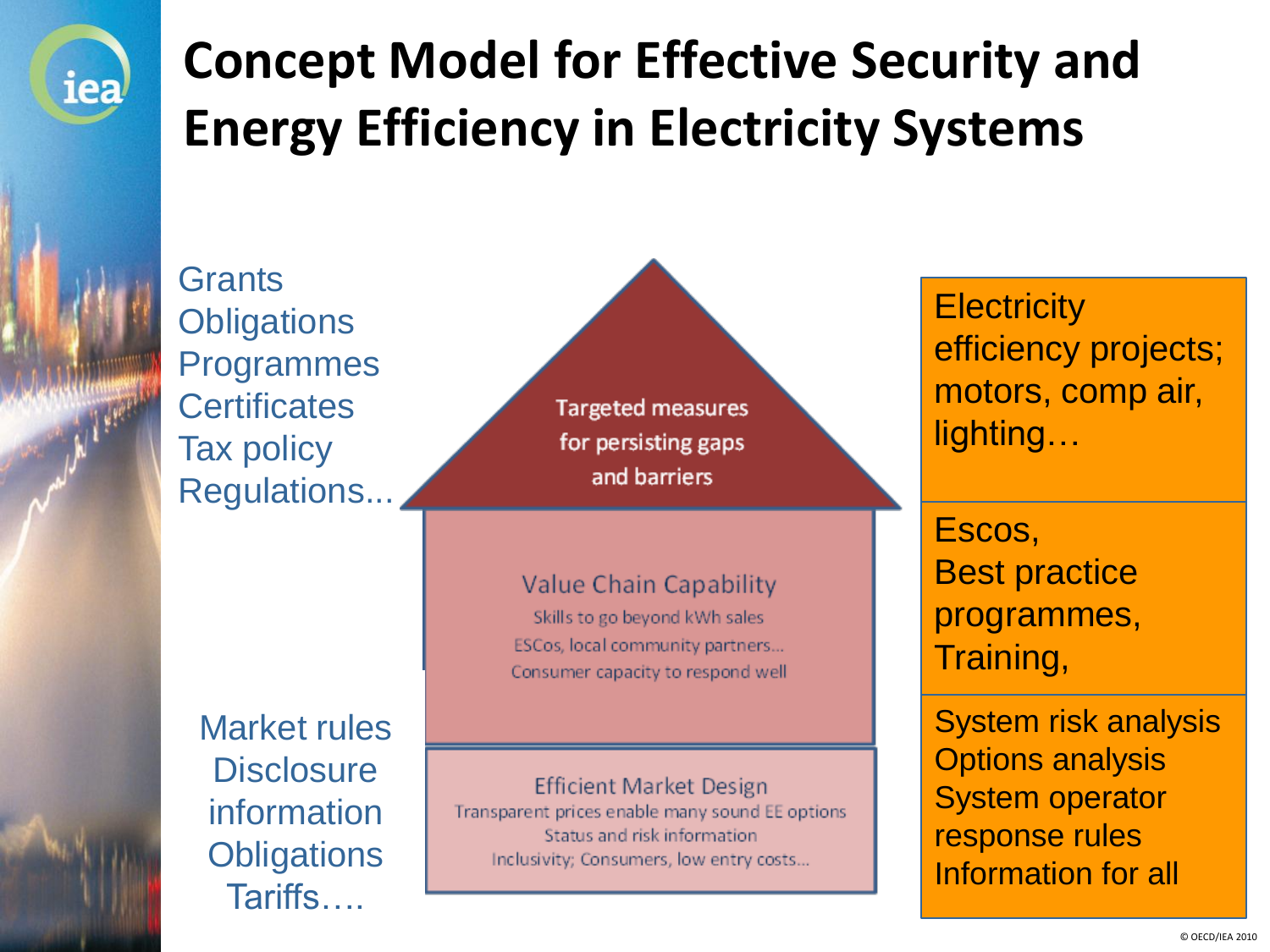# Concept Model for Effective Security and Energy Efficiency in Electricity Systems

Grants
Obligations
Programmes
Certificates
Tax policy
Regulations...

**Targeted measures for persisting gaps and barriers**

Electricity efficiency projects; motors, comp air, lighting…

**Value Chain Capability**

Skills to go beyond kWh sales
ESCos, local community partners...
Consumer capacity to respond well

Escos,
Best practice programmes,
Training,

Market rules
Disclosure information
Obligations
Tariffs….

**Efficient Market Design**

Transparent prices enable many sound EE options
Status and risk information
Inclusivity; Consumers, low entry costs...

System risk analysis
Options analysis
System operator response rules
Information for all

© OECD/IEA 2010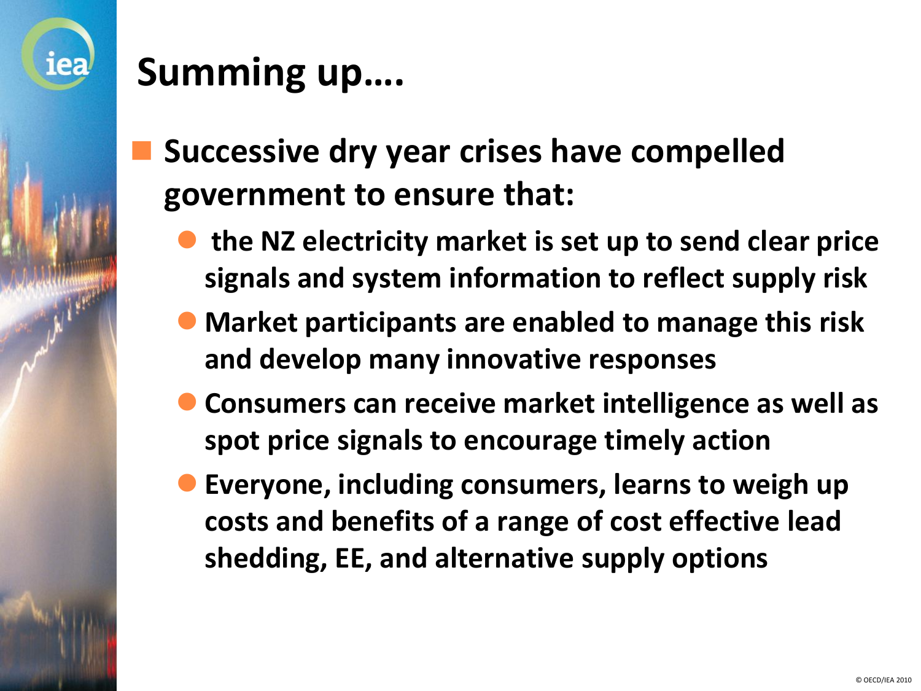# Summing up….

- Successive dry year crises have compelled government to ensure that:
  - the NZ electricity market is set up to send clear price signals and system information to reflect supply risk
  - Market participants are enabled to manage this risk and develop many innovative responses
  - Consumers can receive market intelligence as well as spot price signals to encourage timely action
  - Everyone, including consumers, learns to weigh up costs and benefits of a range of cost effective lead shedding, EE, and alternative supply options